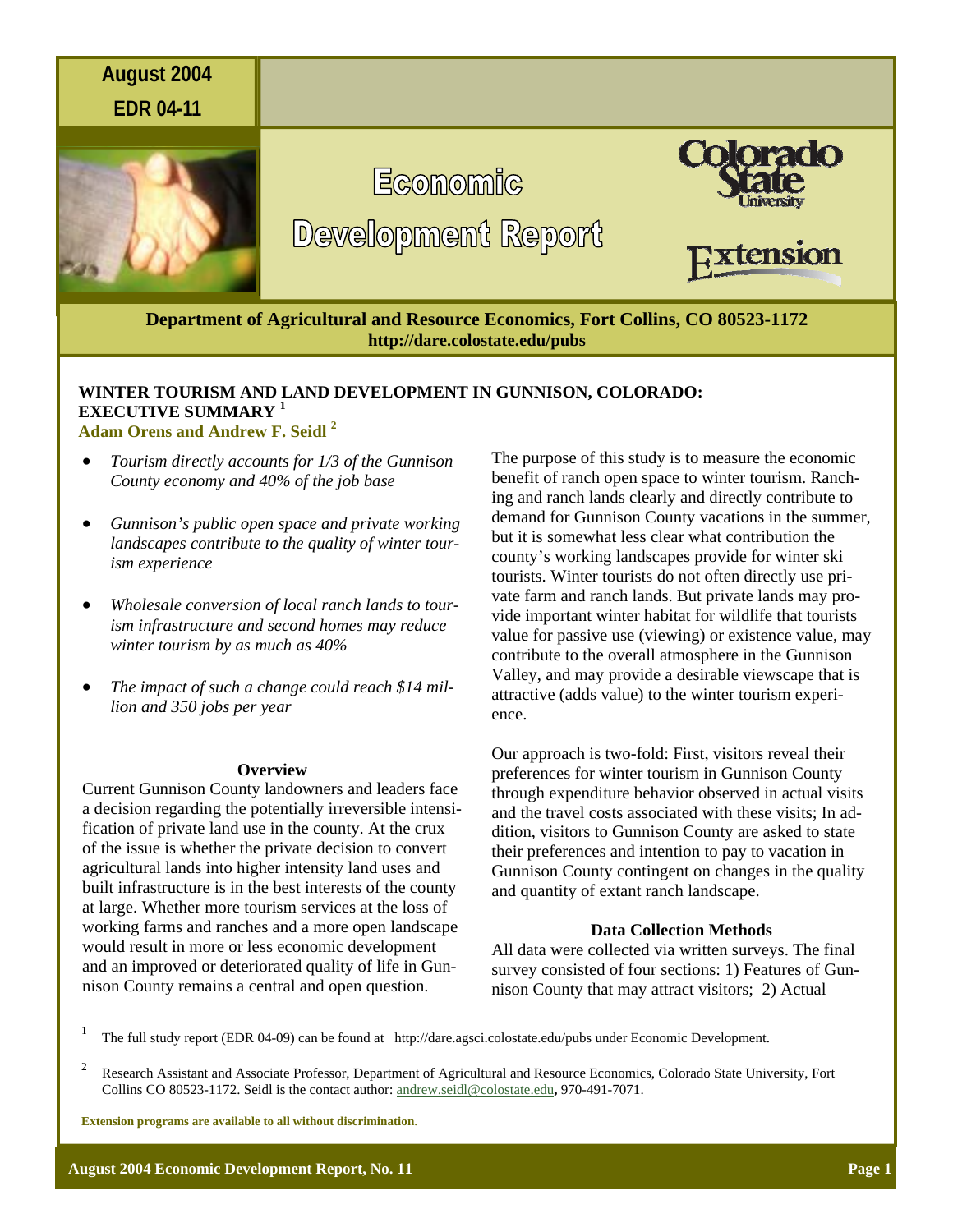August 2004

EDR 04-11

# Economic Development Report

Colorado State University Extension

**Department of Agricultural and Resource Economics, Fort Collins, CO 80523-1172**
**http://dare.colostate.edu/pubs**

## WINTER TOURISM AND LAND DEVELOPMENT IN GUNNISON, COLORADO: EXECUTIVE SUMMARY [1]

**Adam Orens and Andrew F. Seidl [2]**

- *Tourism directly accounts for 1/3 of the Gunnison County economy and 40% of the job base*
- *Gunnison's public open space and private working landscapes contribute to the quality of winter tourism experience*
- *Wholesale conversion of local ranch lands to tourism infrastructure and second homes may reduce winter tourism by as much as 40%*
- *The impact of such a change could reach $14 million and 350 jobs per year*

### Overview

Current Gunnison County landowners and leaders face a decision regarding the potentially irreversible intensification of private land use in the county. At the crux of the issue is whether the private decision to convert agricultural lands into higher intensity land uses and built infrastructure is in the best interests of the county at large. Whether more tourism services at the loss of working farms and ranches and a more open landscape would result in more or less economic development and an improved or deteriorated quality of life in Gunnison County remains a central and open question.

The purpose of this study is to measure the economic benefit of ranch open space to winter tourism. Ranching and ranch lands clearly and directly contribute to demand for Gunnison County vacations in the summer, but it is somewhat less clear what contribution the county's working landscapes provide for winter ski tourists. Winter tourists do not often directly use private farm and ranch lands. But private lands may provide important winter habitat for wildlife that tourists value for passive use (viewing) or existence value, may contribute to the overall atmosphere in the Gunnison Valley, and may provide a desirable viewscape that is attractive (adds value) to the winter tourism experience.

Our approach is two-fold: First, visitors reveal their preferences for winter tourism in Gunnison County through expenditure behavior observed in actual visits and the travel costs associated with these visits; In addition, visitors to Gunnison County are asked to state their preferences and intention to pay to vacation in Gunnison County contingent on changes in the quality and quantity of extant ranch landscape.

### Data Collection Methods

All data were collected via written surveys. The final survey consisted of four sections: 1) Features of Gunnison County that may attract visitors; 2) Actual

---

[1] The full study report (EDR 04-09) can be found at http://dare.agsci.colostate.edu/pubs under Economic Development.

[2] Research Assistant and Associate Professor, Department of Agricultural and Resource Economics, Colorado State University, Fort Collins CO 80523-1172. Seidl is the contact author: andrew.seidl@colostate.edu, 970-491-7071.

**Extension programs are available to all without discrimination.**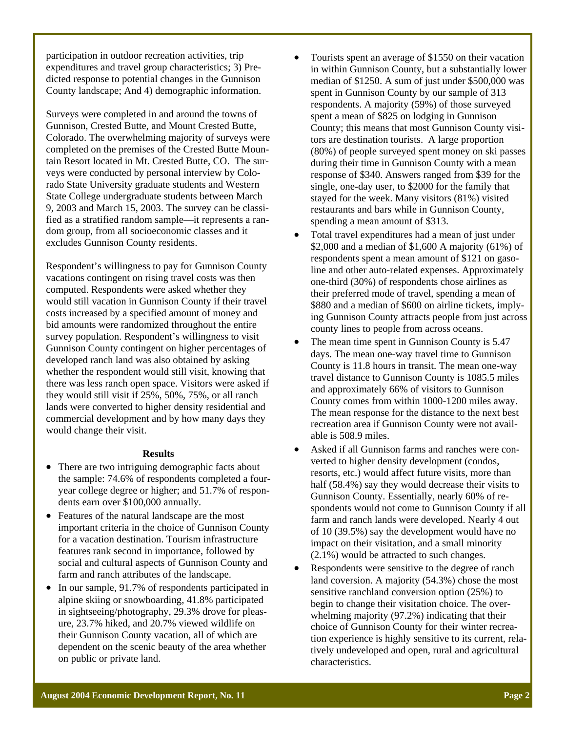participation in outdoor recreation activities, trip expenditures and travel group characteristics; 3) Predicted response to potential changes in the Gunnison County landscape; And 4) demographic information.

Surveys were completed in and around the towns of Gunnison, Crested Butte, and Mount Crested Butte, Colorado. The overwhelming majority of surveys were completed on the premises of the Crested Butte Mountain Resort located in Mt. Crested Butte, CO. The surveys were conducted by personal interview by Colorado State University graduate students and Western State College undergraduate students between March 9, 2003 and March 15, 2003. The survey can be classified as a stratified random sample—it represents a random group, from all socioeconomic classes and it excludes Gunnison County residents.

Respondent's willingness to pay for Gunnison County vacations contingent on rising travel costs was then computed. Respondents were asked whether they would still vacation in Gunnison County if their travel costs increased by a specified amount of money and bid amounts were randomized throughout the entire survey population. Respondent's willingness to visit Gunnison County contingent on higher percentages of developed ranch land was also obtained by asking whether the respondent would still visit, knowing that there was less ranch open space. Visitors were asked if they would still visit if 25%, 50%, 75%, or all ranch lands were converted to higher density residential and commercial development and by how many days they would change their visit.

**Results**

- There are two intriguing demographic facts about the sample: 74.6% of respondents completed a four-year college degree or higher; and 51.7% of respondents earn over $100,000 annually.
- Features of the natural landscape are the most important criteria in the choice of Gunnison County for a vacation destination. Tourism infrastructure features rank second in importance, followed by social and cultural aspects of Gunnison County and farm and ranch attributes of the landscape.
- In our sample, 91.7% of respondents participated in alpine skiing or snowboarding, 41.8% participated in sightseeing/photography, 29.3% drove for pleasure, 23.7% hiked, and 20.7% viewed wildlife on their Gunnison County vacation, all of which are dependent on the scenic beauty of the area whether on public or private land.
- Tourists spent an average of $1550 on their vacation in within Gunnison County, but a substantially lower median of $1250. A sum of just under $500,000 was spent in Gunnison County by our sample of 313 respondents. A majority (59%) of those surveyed spent a mean of $825 on lodging in Gunnison County; this means that most Gunnison County visitors are destination tourists. A large proportion (80%) of people surveyed spent money on ski passes during their time in Gunnison County with a mean response of $340. Answers ranged from $39 for the single, one-day user, to $2000 for the family that stayed for the week. Many visitors (81%) visited restaurants and bars while in Gunnison County, spending a mean amount of $313.
- Total travel expenditures had a mean of just under $2,000 and a median of $1,600 A majority (61%) of respondents spent a mean amount of $121 on gasoline and other auto-related expenses. Approximately one-third (30%) of respondents chose airlines as their preferred mode of travel, spending a mean of $880 and a median of $600 on airline tickets, implying Gunnison County attracts people from just across county lines to people from across oceans.
- The mean time spent in Gunnison County is 5.47 days. The mean one-way travel time to Gunnison County is 11.8 hours in transit. The mean one-way travel distance to Gunnison County is 1085.5 miles and approximately 66% of visitors to Gunnison County comes from within 1000-1200 miles away. The mean response for the distance to the next best recreation area if Gunnison County were not available is 508.9 miles.
- Asked if all Gunnison farms and ranches were converted to higher density development (condos, resorts, etc.) would affect future visits, more than half (58.4%) say they would decrease their visits to Gunnison County. Essentially, nearly 60% of respondents would not come to Gunnison County if all farm and ranch lands were developed. Nearly 4 out of 10 (39.5%) say the development would have no impact on their visitation, and a small minority (2.1%) would be attracted to such changes.
- Respondents were sensitive to the degree of ranch land coversion. A majority (54.3%) chose the most sensitive ranchland conversion option (25%) to begin to change their visitation choice. The overwhelming majority (97.2%) indicating that their choice of Gunnison County for their winter recreation experience is highly sensitive to its current, relatively undeveloped and open, rural and agricultural characteristics.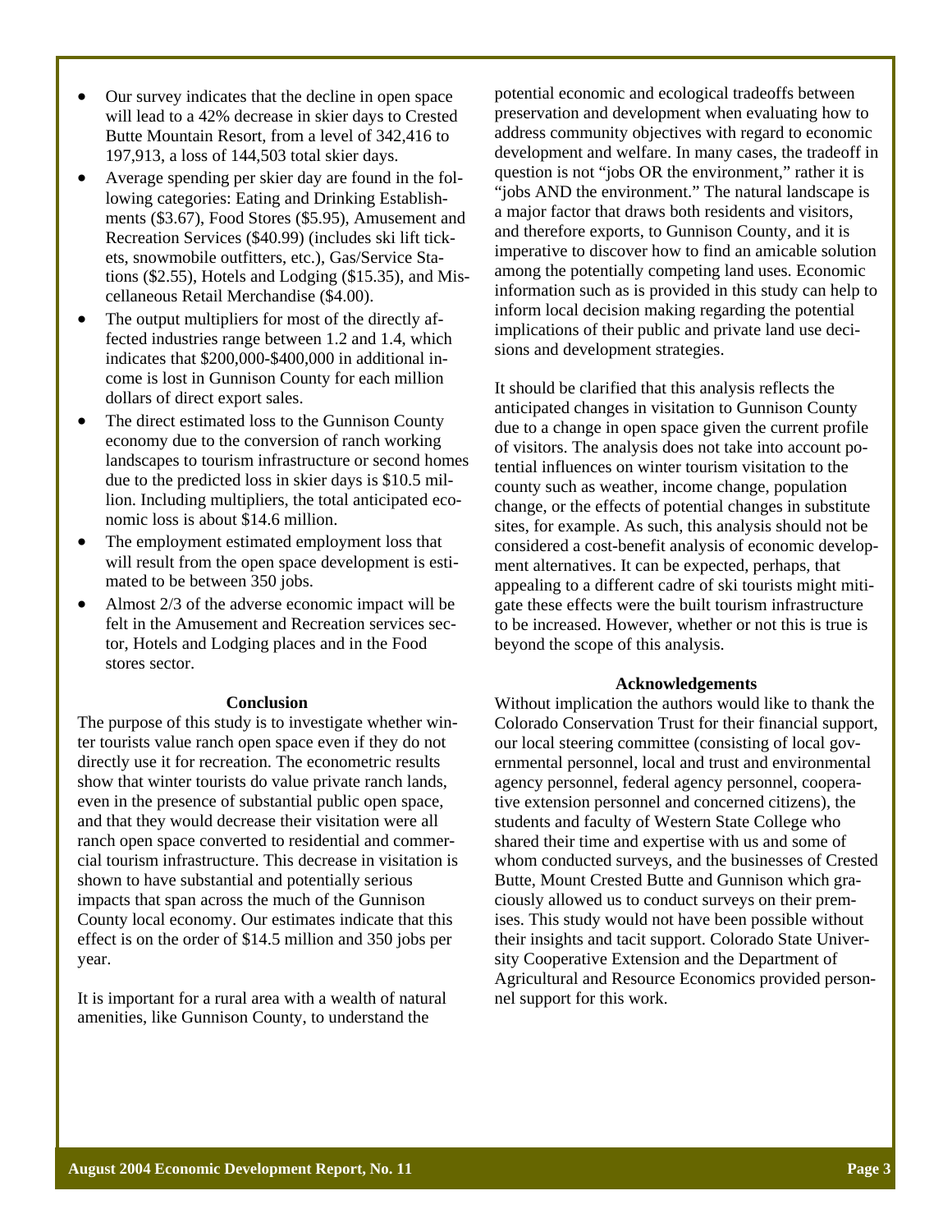- Our survey indicates that the decline in open space will lead to a 42% decrease in skier days to Crested Butte Mountain Resort, from a level of 342,416 to 197,913, a loss of 144,503 total skier days.
- Average spending per skier day are found in the following categories: Eating and Drinking Establishments ($3.67), Food Stores ($5.95), Amusement and Recreation Services ($40.99) (includes ski lift tickets, snowmobile outfitters, etc.), Gas/Service Stations ($2.55), Hotels and Lodging ($15.35), and Miscellaneous Retail Merchandise ($4.00).
- The output multipliers for most of the directly affected industries range between 1.2 and 1.4, which indicates that $200,000-$400,000 in additional income is lost in Gunnison County for each million dollars of direct export sales.
- The direct estimated loss to the Gunnison County economy due to the conversion of ranch working landscapes to tourism infrastructure or second homes due to the predicted loss in skier days is $10.5 million. Including multipliers, the total anticipated economic loss is about $14.6 million.
- The employment estimated employment loss that will result from the open space development is estimated to be between 350 jobs.
- Almost 2/3 of the adverse economic impact will be felt in the Amusement and Recreation services sector, Hotels and Lodging places and in the Food stores sector.

## Conclusion

The purpose of this study is to investigate whether winter tourists value ranch open space even if they do not directly use it for recreation. The econometric results show that winter tourists do value private ranch lands, even in the presence of substantial public open space, and that they would decrease their visitation were all ranch open space converted to residential and commercial tourism infrastructure. This decrease in visitation is shown to have substantial and potentially serious impacts that span across the much of the Gunnison County local economy. Our estimates indicate that this effect is on the order of $14.5 million and 350 jobs per year.

It is important for a rural area with a wealth of natural amenities, like Gunnison County, to understand the potential economic and ecological tradeoffs between preservation and development when evaluating how to address community objectives with regard to economic development and welfare. In many cases, the tradeoff in question is not "jobs OR the environment," rather it is "jobs AND the environment." The natural landscape is a major factor that draws both residents and visitors, and therefore exports, to Gunnison County, and it is imperative to discover how to find an amicable solution among the potentially competing land uses. Economic information such as is provided in this study can help to inform local decision making regarding the potential implications of their public and private land use decisions and development strategies.

It should be clarified that this analysis reflects the anticipated changes in visitation to Gunnison County due to a change in open space given the current profile of visitors. The analysis does not take into account potential influences on winter tourism visitation to the county such as weather, income change, population change, or the effects of potential changes in substitute sites, for example. As such, this analysis should not be considered a cost-benefit analysis of economic development alternatives. It can be expected, perhaps, that appealing to a different cadre of ski tourists might mitigate these effects were the built tourism infrastructure to be increased. However, whether or not this is true is beyond the scope of this analysis.

## Acknowledgements

Without implication the authors would like to thank the Colorado Conservation Trust for their financial support, our local steering committee (consisting of local governmental personnel, local and trust and environmental agency personnel, federal agency personnel, cooperative extension personnel and concerned citizens), the students and faculty of Western State College who shared their time and expertise with us and some of whom conducted surveys, and the businesses of Crested Butte, Mount Crested Butte and Gunnison which graciously allowed us to conduct surveys on their premises. This study would not have been possible without their insights and tacit support. Colorado State University Cooperative Extension and the Department of Agricultural and Resource Economics provided personnel support for this work.